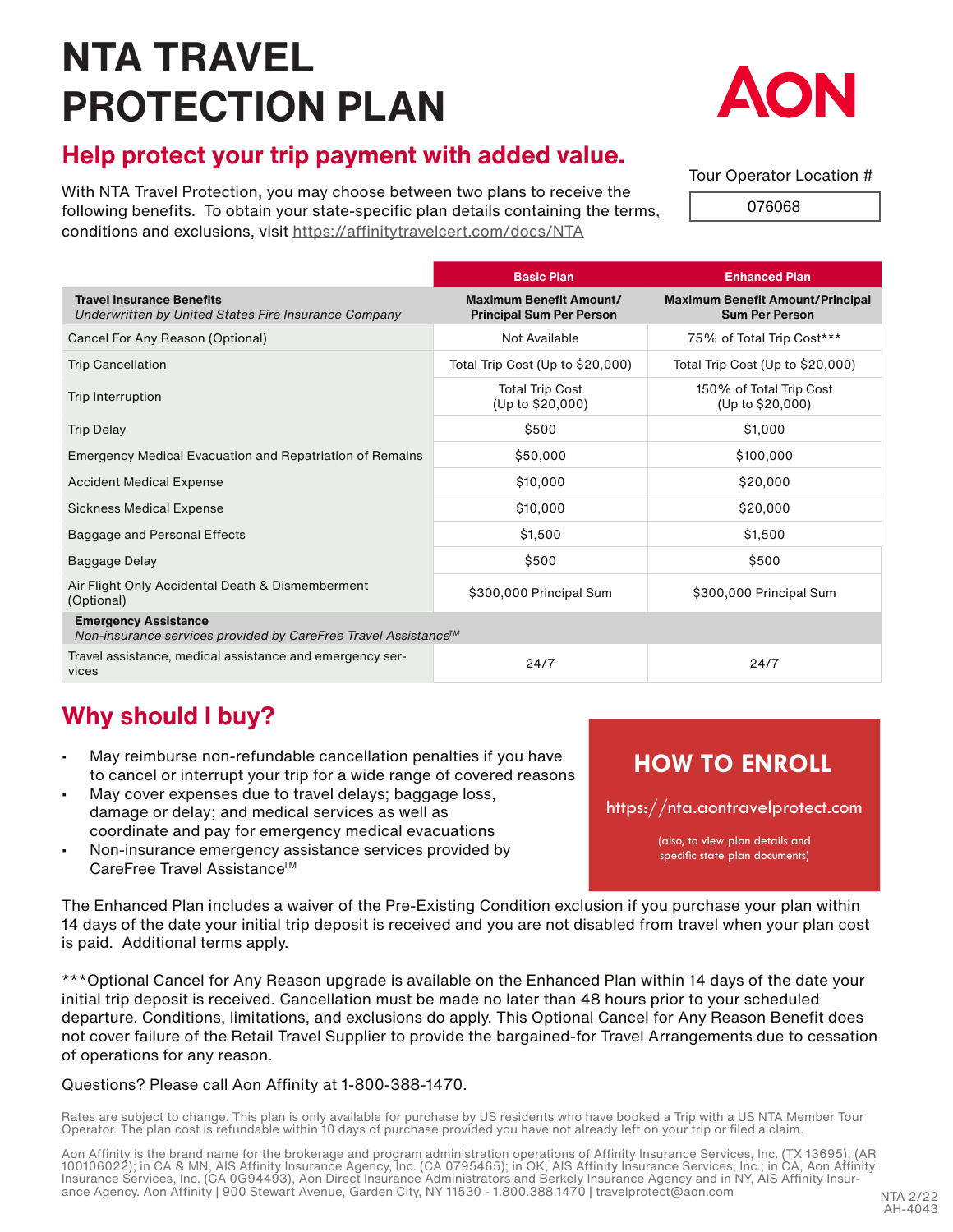# NTA TRAVEL PROTECTION PLAN

AON

## Help protect your trip payment with added value.

With NTA Travel Protection, you may choose between two plans to receive the following benefits. To obtain your state-specific plan details containing the terms, conditions and exclusions, visit https://affinitytravelcert.com/docs/NTA

Tour Operator Location #

076068

| | Basic Plan | Enhanced Plan |
|---|---|---|
| **Travel Insurance Benefits** *Underwritten by United States Fire Insurance Company* | **Maximum Benefit Amount/ Principal Sum Per Person** | **Maximum Benefit Amount/Principal Sum Per Person** |
| Cancel For Any Reason (Optional) | Not Available | 75% of Total Trip Cost*** |
| Trip Cancellation | Total Trip Cost (Up to $20,000) | Total Trip Cost (Up to $20,000) |
| Trip Interruption | Total Trip Cost (Up to $20,000) | 150% of Total Trip Cost (Up to $20,000) |
| Trip Delay | $500 | $1,000 |
| Emergency Medical Evacuation and Repatriation of Remains | $50,000 | $100,000 |
| Accident Medical Expense | $10,000 | $20,000 |
| Sickness Medical Expense | $10,000 | $20,000 |
| Baggage and Personal Effects | $1,500 | $1,500 |
| Baggage Delay | $500 | $500 |
| Air Flight Only Accidental Death & Dismemberment (Optional) | $300,000 Principal Sum | $300,000 Principal Sum |
| **Emergency Assistance** *Non-insurance services provided by CareFree Travel Assistance™* | | |
| Travel assistance, medical assistance and emergency services | 24/7 | 24/7 |

## Why should I buy?

- May reimburse non-refundable cancellation penalties if you have to cancel or interrupt your trip for a wide range of covered reasons
- May cover expenses due to travel delays; baggage loss, damage or delay; and medical services as well as coordinate and pay for emergency medical evacuations
- Non-insurance emergency assistance services provided by CareFree Travel Assistance™

## HOW TO ENROLL

https://nta.aontravelprotect.com

(also, to view plan details and specific state plan documents)

The Enhanced Plan includes a waiver of the Pre-Existing Condition exclusion if you purchase your plan within 14 days of the date your initial trip deposit is received and you are not disabled from travel when your plan cost is paid. Additional terms apply.

***Optional Cancel for Any Reason upgrade is available on the Enhanced Plan within 14 days of the date your initial trip deposit is received. Cancellation must be made no later than 48 hours prior to your scheduled departure. Conditions, limitations, and exclusions do apply. This Optional Cancel for Any Reason Benefit does not cover failure of the Retail Travel Supplier to provide the bargained-for Travel Arrangements due to cessation of operations for any reason.

Questions? Please call Aon Affinity at 1-800-388-1470.

Rates are subject to change. This plan is only available for purchase by US residents who have booked a Trip with a US NTA Member Tour Operator. The plan cost is refundable within 10 days of purchase provided you have not already left on your trip or filed a claim.

Aon Affinity is the brand name for the brokerage and program administration operations of Affinity Insurance Services, Inc. (TX 13695); (AR 100106022); in CA & MN, AIS Affinity Insurance Agency, Inc. (CA 0795465); in OK, AIS Affinity Insurance Services, Inc.; in CA, Aon Affinity Insurance Services, Inc. (CA 0G94493), Aon Direct Insurance Administrators and Berkely Insurance Agency and in NY, AIS Affinity Insurance Agency. Aon Affinity | 900 Stewart Avenue, Garden City, NY 11530 - 1.800.388.1470 | travelprotect@aon.com

NTA 2/22
AH-4043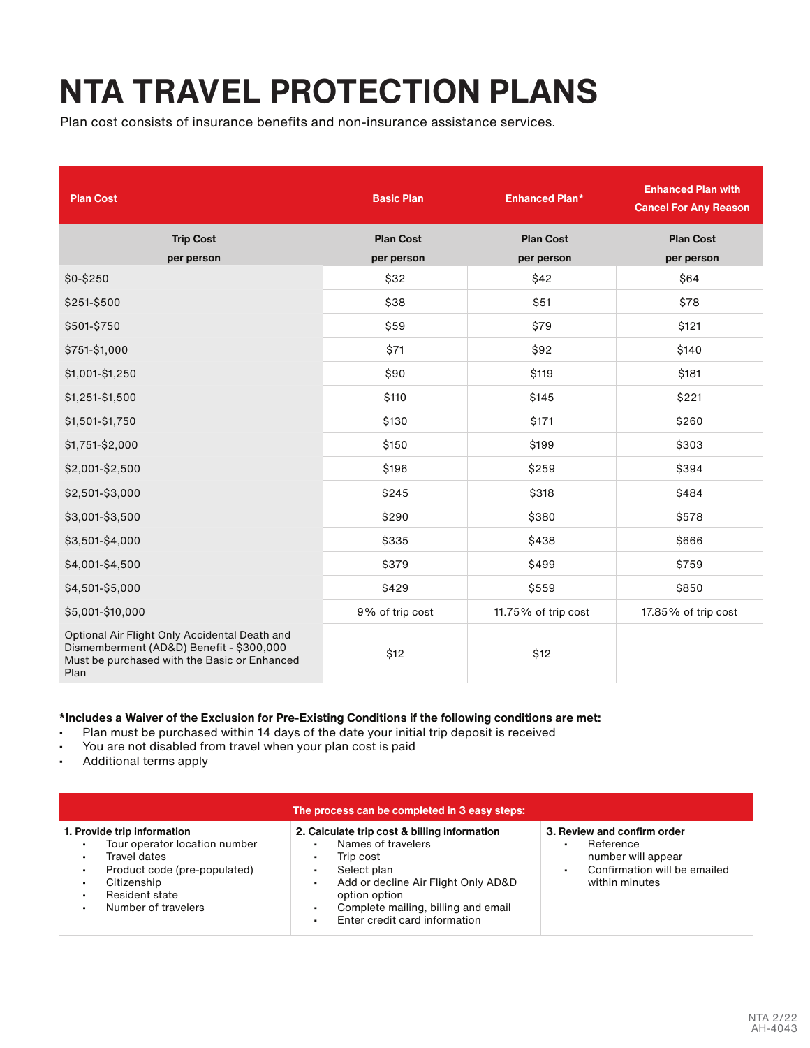# NTA TRAVEL PROTECTION PLANS

Plan cost consists of insurance benefits and non-insurance assistance services.

| Plan Cost | Basic Plan | Enhanced Plan* | Enhanced Plan with Cancel For Any Reason |
|---|---|---|---|
| **Trip Cost per person** | **Plan Cost per person** | **Plan Cost per person** | **Plan Cost per person** |
| $0-$250 | $32 | $42 | $64 |
| $251-$500 | $38 | $51 | $78 |
| $501-$750 | $59 | $79 | $121 |
| $751-$1,000 | $71 | $92 | $140 |
| $1,001-$1,250 | $90 | $119 | $181 |
| $1,251-$1,500 | $110 | $145 | $221 |
| $1,501-$1,750 | $130 | $171 | $260 |
| $1,751-$2,000 | $150 | $199 | $303 |
| $2,001-$2,500 | $196 | $259 | $394 |
| $2,501-$3,000 | $245 | $318 | $484 |
| $3,001-$3,500 | $290 | $380 | $578 |
| $3,501-$4,000 | $335 | $438 | $666 |
| $4,001-$4,500 | $379 | $499 | $759 |
| $4,501-$5,000 | $429 | $559 | $850 |
| $5,001-$10,000 | 9% of trip cost | 11.75% of trip cost | 17.85% of trip cost |
| Optional Air Flight Only Accidental Death and Dismemberment (AD&D) Benefit - $300,000 Must be purchased with the Basic or Enhanced Plan | $12 | $12 | |

**\*Includes a Waiver of the Exclusion for Pre-Existing Conditions if the following conditions are met:**

- Plan must be purchased within 14 days of the date your initial trip deposit is received
- You are not disabled from travel when your plan cost is paid
- Additional terms apply

**The process can be completed in 3 easy steps:**

**1. Provide trip information**
- Tour operator location number
- Travel dates
- Product code (pre-populated)
- Citizenship
- Resident state
- Number of travelers

**2. Calculate trip cost & billing information**
- Names of travelers
- Trip cost
- Select plan
- Add or decline Air Flight Only AD&D option option
- Complete mailing, billing and email
- Enter credit card information

**3. Review and confirm order**
- Reference number will appear
- Confirmation will be emailed within minutes

NTA 2/22
AH-4043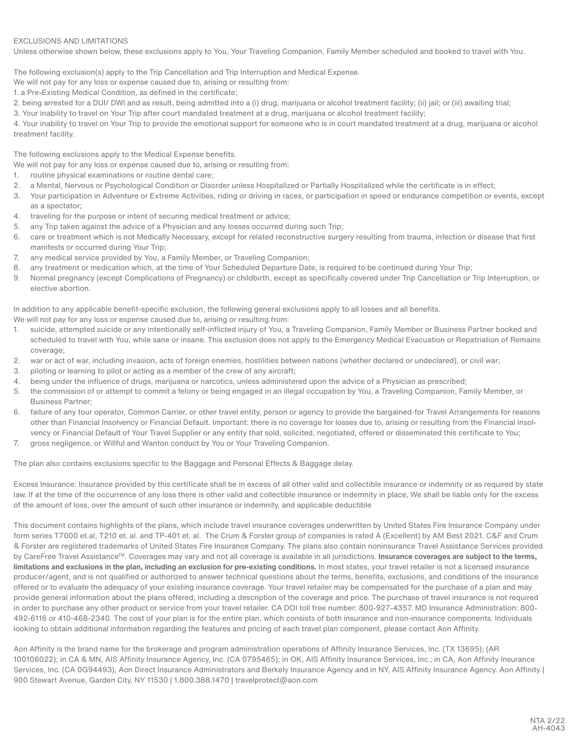EXCLUSIONS AND LIMITATIONS

Unless otherwise shown below, these exclusions apply to You, Your Traveling Companion, Family Member scheduled and booked to travel with You.

The following exclusion(s) apply to the Trip Cancellation and Trip Interruption and Medical Expense.

We will not pay for any loss or expense caused due to, arising or resulting from:

1. a Pre-Existing Medical Condition, as defined in the certificate;
2. being arrested for a DUI/ DWI and as result, being admitted into a (i) drug, marijuana or alcohol treatment facility; (ii) jail; or (iii) awaiting trial;
3. Your inability to travel on Your Trip after court mandated treatment at a drug, marijuana or alcohol treatment facility;
4. Your inability to travel on Your Trip to provide the emotional support for someone who is in court mandated treatment at a drug, marijuana or alcohol treatment facility.

The following exclusions apply to the Medical Expense benefits.

We will not pay for any loss or expense caused due to, arising or resulting from:

1. routine physical examinations or routine dental care;
2. a Mental, Nervous or Psychological Condition or Disorder unless Hospitalized or Partially Hospitalized while the certificate is in effect;
3. Your participation in Adventure or Extreme Activities, riding or driving in races, or participation in speed or endurance competition or events, except as a spectator;
4. traveling for the purpose or intent of securing medical treatment or advice;
5. any Trip taken against the advice of a Physician and any losses occurred during such Trip;
6. care or treatment which is not Medically Necessary, except for related reconstructive surgery resulting from trauma, infection or disease that first manifests or occurred during Your Trip;
7. any medical service provided by You, a Family Member, or Traveling Companion;
8. any treatment or medication which, at the time of Your Scheduled Departure Date, is required to be continued during Your Trip;
9. Normal pregnancy (except Complications of Pregnancy) or childbirth, except as specifically covered under Trip Cancellation or Trip Interruption, or elective abortion.

In addition to any applicable benefit-specific exclusion, the following general exclusions apply to all losses and all benefits.

We will not pay for any loss or expense caused due to, arising or resulting from:

1. suicide, attempted suicide or any intentionally self-inflicted injury of You, a Traveling Companion, Family Member or Business Partner booked and scheduled to travel with You, while sane or insane. This exclusion does not apply to the Emergency Medical Evacuation or Repatriation of Remains coverage;
2. war or act of war, including invasion, acts of foreign enemies, hostilities between nations (whether declared or undeclared), or civil war;
3. piloting or learning to pilot or acting as a member of the crew of any aircraft;
4. being under the influence of drugs, marijuana or narcotics, unless administered upon the advice of a Physician as prescribed;
5. the commission of or attempt to commit a felony or being engaged in an illegal occupation by You, a Traveling Companion, Family Member, or Business Partner;
6. failure of any tour operator, Common Carrier, or other travel entity, person or agency to provide the bargained-for Travel Arrangements for reasons other than Financial Insolvency or Financial Default. Important: there is no coverage for losses due to, arising or resulting from the Financial Insolvency or Financial Default of Your Travel Supplier or any entity that sold, solicited, negotiated, offered or disseminated this certificate to You;
7. gross negligence, or Willful and Wanton conduct by You or Your Traveling Companion.

The plan also contains exclusions specific to the Baggage and Personal Effects & Baggage delay.

Excess Insurance: Insurance provided by this certificate shall be in excess of all other valid and collectible insurance or indemnity or as required by state law. If at the time of the occurrence of any loss there is other valid and collectible insurance or indemnity in place, We shall be liable only for the excess of the amount of loss, over the amount of such other insurance or indemnity, and applicable deductible

This document contains highlights of the plans, which include travel insurance coverages underwritten by United States Fire Insurance Company under form series T7000 et.al, T210 et. al. and TP-401 et. al. The Crum & Forster group of companies is rated A (Excellent) by AM Best 2021. C&F and Crum & Forster are registered trademarks of United States Fire Insurance Company. The plans also contain noninsurance Travel Assistance Services provided by CareFree Travel Assistance™. Coverages may vary and not all coverage is available in all jurisdictions. **Insurance coverages are subject to the terms, limitations and exclusions in the plan, including an exclusion for pre-existing conditions.** In most states, your travel retailer is not a licensed insurance producer/agent, and is not qualified or authorized to answer technical questions about the terms, benefits, exclusions, and conditions of the insurance offered or to evaluate the adequacy of your existing insurance coverage. Your travel retailer may be compensated for the purchase of a plan and may provide general information about the plans offered, including a description of the coverage and price. The purchase of travel insurance is not required in order to purchase any other product or service from your travel retailer. CA DOI toll free number: 800-927-4357. MD Insurance Administration: 800-492-6116 or 410-468-2340. The cost of your plan is for the entire plan, which consists of both insurance and non-insurance components. Individuals looking to obtain additional information regarding the features and pricing of each travel plan component, please contact Aon Affinity.

Aon Affinity is the brand name for the brokerage and program administration operations of Affinity Insurance Services, Inc. (TX 13695); (AR 100106022); in CA & MN, AIS Affinity Insurance Agency, Inc. (CA 0795465); in OK, AIS Affinity Insurance Services, Inc.; in CA, Aon Affinity Insurance Services, Inc. (CA 0G94493), Aon Direct Insurance Administrators and Berkely Insurance Agency and in NY, AIS Affinity Insurance Agency. Aon Affinity | 900 Stewart Avenue, Garden City, NY 11530 | 1.800.388.1470 | travelprotect@aon.com

NTA 2/22
AH-4043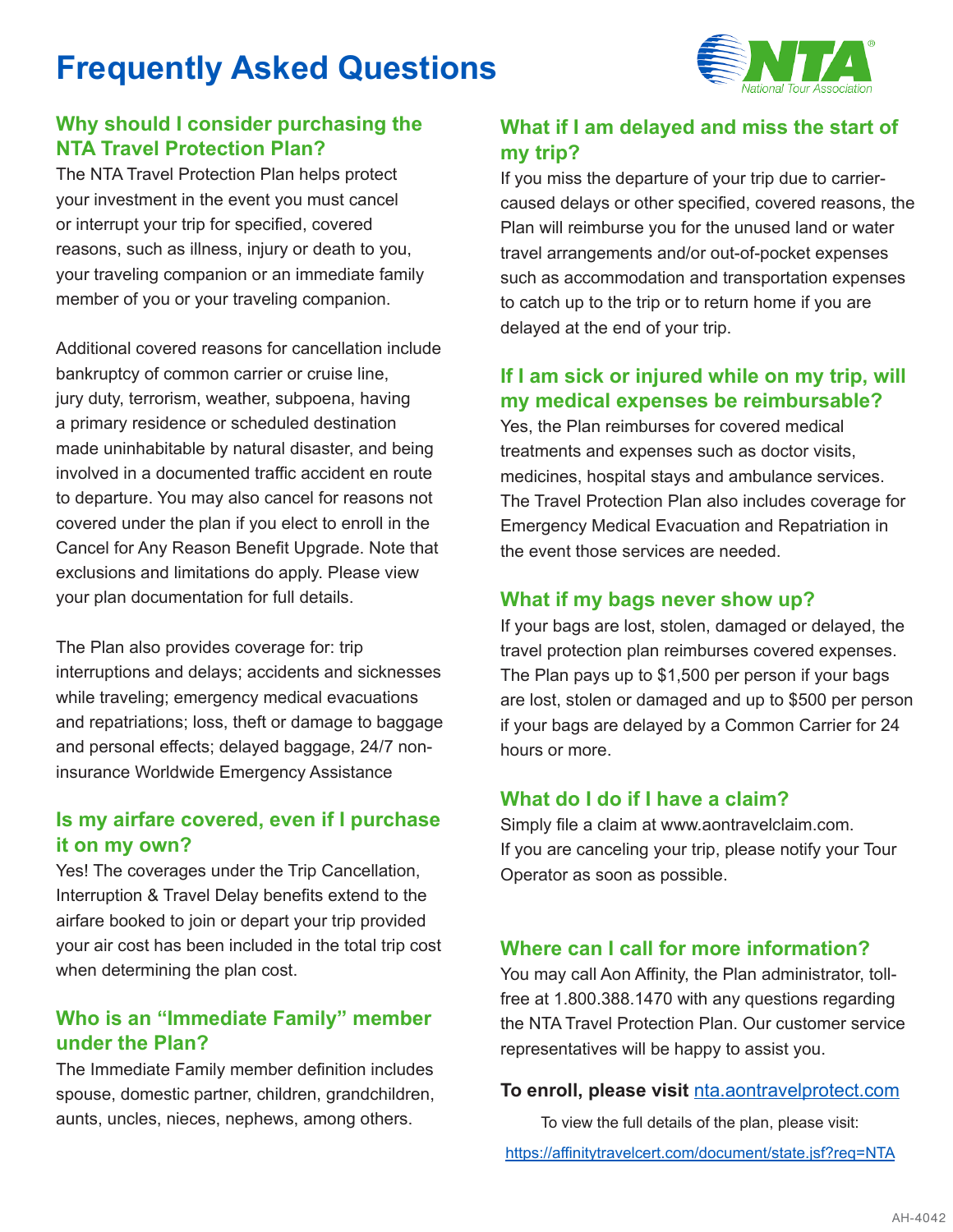# Frequently Asked Questions

## Why should I consider purchasing the NTA Travel Protection Plan?

The NTA Travel Protection Plan helps protect your investment in the event you must cancel or interrupt your trip for specified, covered reasons, such as illness, injury or death to you, your traveling companion or an immediate family member of you or your traveling companion.

Additional covered reasons for cancellation include bankruptcy of common carrier or cruise line, jury duty, terrorism, weather, subpoena, having a primary residence or scheduled destination made uninhabitable by natural disaster, and being involved in a documented traffic accident en route to departure. You may also cancel for reasons not covered under the plan if you elect to enroll in the Cancel for Any Reason Benefit Upgrade. Note that exclusions and limitations do apply. Please view your plan documentation for full details.

The Plan also provides coverage for: trip interruptions and delays; accidents and sicknesses while traveling; emergency medical evacuations and repatriations; loss, theft or damage to baggage and personal effects; delayed baggage, 24/7 non-insurance Worldwide Emergency Assistance

## Is my airfare covered, even if I purchase it on my own?

Yes! The coverages under the Trip Cancellation, Interruption & Travel Delay benefits extend to the airfare booked to join or depart your trip provided your air cost has been included in the total trip cost when determining the plan cost.

## Who is an "Immediate Family" member under the Plan?

The Immediate Family member definition includes spouse, domestic partner, children, grandchildren, aunts, uncles, nieces, nephews, among others.

## What if I am delayed and miss the start of my trip?

If you miss the departure of your trip due to carrier-caused delays or other specified, covered reasons, the Plan will reimburse you for the unused land or water travel arrangements and/or out-of-pocket expenses such as accommodation and transportation expenses to catch up to the trip or to return home if you are delayed at the end of your trip.

## If I am sick or injured while on my trip, will my medical expenses be reimbursable?

Yes, the Plan reimburses for covered medical treatments and expenses such as doctor visits, medicines, hospital stays and ambulance services. The Travel Protection Plan also includes coverage for Emergency Medical Evacuation and Repatriation in the event those services are needed.

## What if my bags never show up?

If your bags are lost, stolen, damaged or delayed, the travel protection plan reimburses covered expenses. The Plan pays up to $1,500 per person if your bags are lost, stolen or damaged and up to $500 per person if your bags are delayed by a Common Carrier for 24 hours or more.

## What do I do if I have a claim?

Simply file a claim at www.aontravelclaim.com. If you are canceling your trip, please notify your Tour Operator as soon as possible.

## Where can I call for more information?

You may call Aon Affinity, the Plan administrator, toll-free at 1.800.388.1470 with any questions regarding the NTA Travel Protection Plan. Our customer service representatives will be happy to assist you.

**To enroll, please visit** nta.aontravelprotect.com

To view the full details of the plan, please visit:

https://affinitytravelcert.com/document/state.jsf?req=NTA

AH-4042